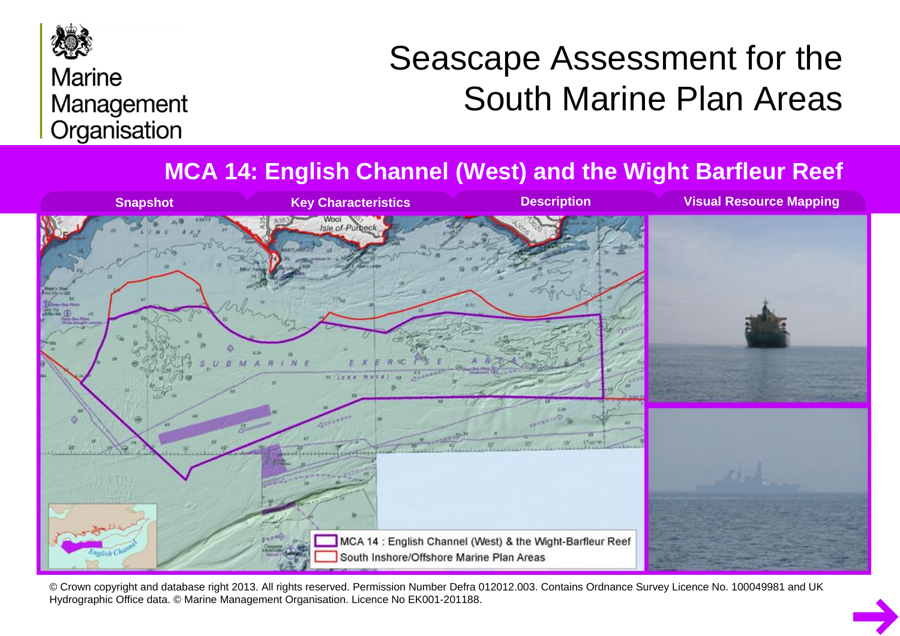Marine Management Organisation

# Seascape Assessment for the South Marine Plan Areas

## MCA 14: English Channel (West) and the Wight Barfleur Reef

**Snapshot** | **Key Characteristics** | **Description** | **Visual Resource Mapping**

MCA 14 : English Channel (West) & the Wight-Barfleur Reef

South Inshore/Offshore Marine Plan Areas

© Crown copyright and database right 2013. All rights reserved. Permission Number Defra 012012.003. Contains Ordnance Survey Licence No. 100049981 and UK Hydrographic Office data. © Marine Management Organisation. Licence No EK001-201188.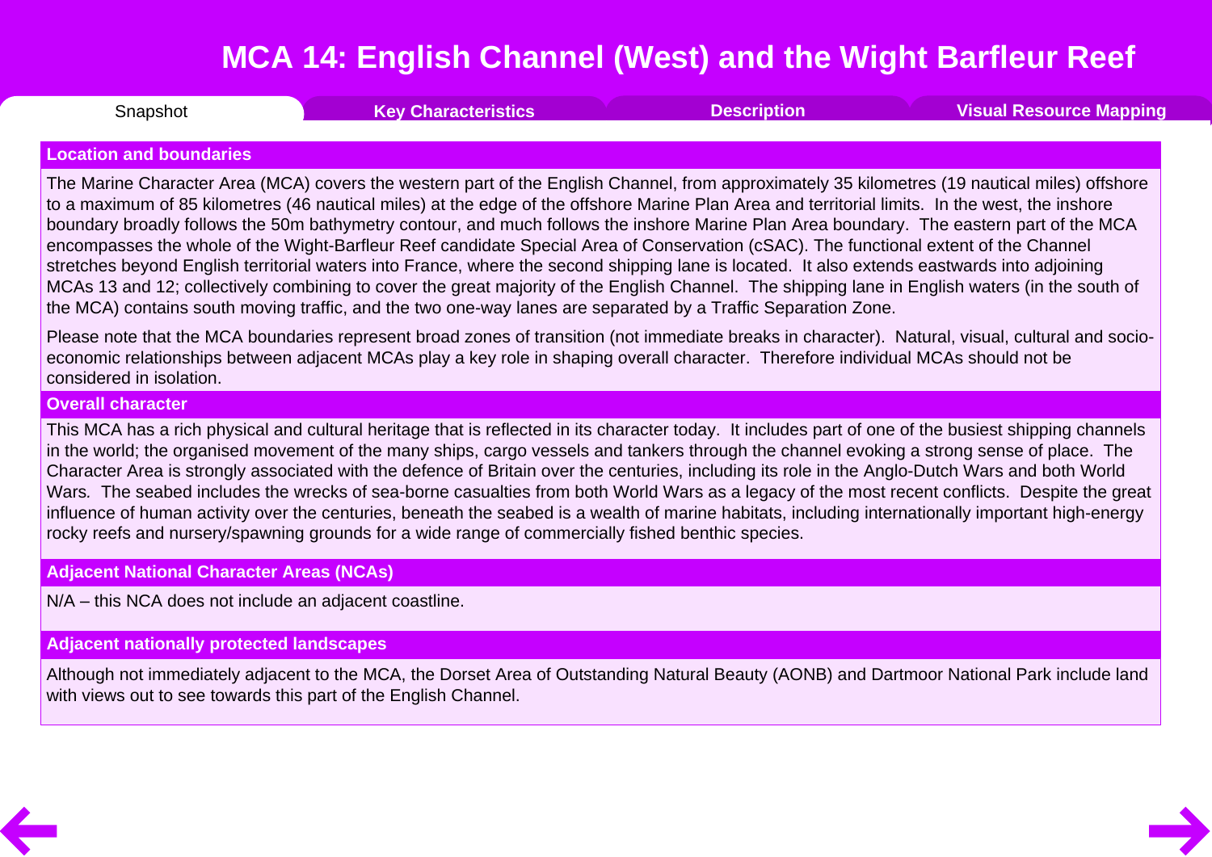# MCA 14: English Channel (West) and the Wight Barfleur Reef

Snapshot | Key Characteristics | Description | Visual Resource Mapping

## Location and boundaries

The Marine Character Area (MCA) covers the western part of the English Channel, from approximately 35 kilometres (19 nautical miles) offshore to a maximum of 85 kilometres (46 nautical miles) at the edge of the offshore Marine Plan Area and territorial limits. In the west, the inshore boundary broadly follows the 50m bathymetry contour, and much follows the inshore Marine Plan Area boundary. The eastern part of the MCA encompasses the whole of the Wight-Barfleur Reef candidate Special Area of Conservation (cSAC). The functional extent of the Channel stretches beyond English territorial waters into France, where the second shipping lane is located. It also extends eastwards into adjoining MCAs 13 and 12; collectively combining to cover the great majority of the English Channel. The shipping lane in English waters (in the south of the MCA) contains south moving traffic, and the two one-way lanes are separated by a Traffic Separation Zone.

Please note that the MCA boundaries represent broad zones of transition (not immediate breaks in character). Natural, visual, cultural and socio-economic relationships between adjacent MCAs play a key role in shaping overall character. Therefore individual MCAs should not be considered in isolation.

## Overall character

This MCA has a rich physical and cultural heritage that is reflected in its character today. It includes part of one of the busiest shipping channels in the world; the organised movement of the many ships, cargo vessels and tankers through the channel evoking a strong sense of place. The Character Area is strongly associated with the defence of Britain over the centuries, including its role in the Anglo-Dutch Wars and both World Wars. The seabed includes the wrecks of sea-borne casualties from both World Wars as a legacy of the most recent conflicts. Despite the great influence of human activity over the centuries, beneath the seabed is a wealth of marine habitats, including internationally important high-energy rocky reefs and nursery/spawning grounds for a wide range of commercially fished benthic species.

## Adjacent National Character Areas (NCAs)

N/A – this NCA does not include an adjacent coastline.

## Adjacent nationally protected landscapes

Although not immediately adjacent to the MCA, the Dorset Area of Outstanding Natural Beauty (AONB) and Dartmoor National Park include land with views out to see towards this part of the English Channel.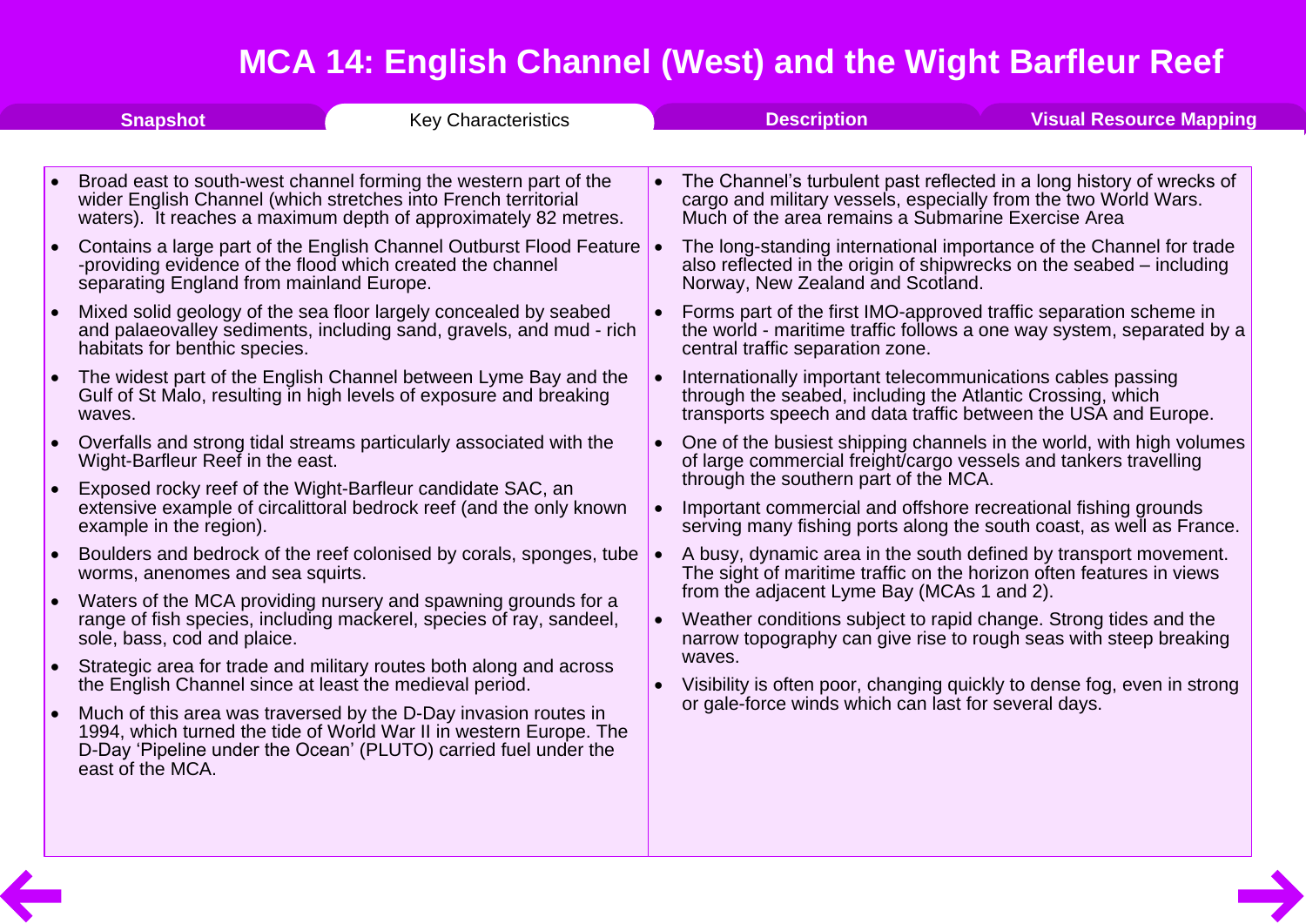# MCA 14: English Channel (West) and the Wight Barfleur Reef

Snapshot | Key Characteristics | Description | Visual Resource Mapping

- Broad east to south-west channel forming the western part of the wider English Channel (which stretches into French territorial waters). It reaches a maximum depth of approximately 82 metres.
- Contains a large part of the English Channel Outburst Flood Feature -providing evidence of the flood which created the channel separating England from mainland Europe.
- Mixed solid geology of the sea floor largely concealed by seabed and palaeovalley sediments, including sand, gravels, and mud - rich habitats for benthic species.
- The widest part of the English Channel between Lyme Bay and the Gulf of St Malo, resulting in high levels of exposure and breaking waves.
- Overfalls and strong tidal streams particularly associated with the Wight-Barfleur Reef in the east.
- Exposed rocky reef of the Wight-Barfleur candidate SAC, an extensive example of circalittoral bedrock reef (and the only known example in the region).
- Boulders and bedrock of the reef colonised by corals, sponges, tube worms, anenomes and sea squirts.
- Waters of the MCA providing nursery and spawning grounds for a range of fish species, including mackerel, species of ray, sandeel, sole, bass, cod and plaice.
- Strategic area for trade and military routes both along and across the English Channel since at least the medieval period.
- Much of this area was traversed by the D-Day invasion routes in 1994, which turned the tide of World War II in western Europe. The D-Day 'Pipeline under the Ocean' (PLUTO) carried fuel under the east of the MCA.
- The Channel's turbulent past reflected in a long history of wrecks of cargo and military vessels, especially from the two World Wars. Much of the area remains a Submarine Exercise Area
- The long-standing international importance of the Channel for trade also reflected in the origin of shipwrecks on the seabed – including Norway, New Zealand and Scotland.
- Forms part of the first IMO-approved traffic separation scheme in the world - maritime traffic follows a one way system, separated by a central traffic separation zone.
- Internationally important telecommunications cables passing through the seabed, including the Atlantic Crossing, which transports speech and data traffic between the USA and Europe.
- One of the busiest shipping channels in the world, with high volumes of large commercial freight/cargo vessels and tankers travelling through the southern part of the MCA.
- Important commercial and offshore recreational fishing grounds serving many fishing ports along the south coast, as well as France.
- A busy, dynamic area in the south defined by transport movement. The sight of maritime traffic on the horizon often features in views from the adjacent Lyme Bay (MCAs 1 and 2).
- Weather conditions subject to rapid change. Strong tides and the narrow topography can give rise to rough seas with steep breaking waves.
- Visibility is often poor, changing quickly to dense fog, even in strong or gale-force winds which can last for several days.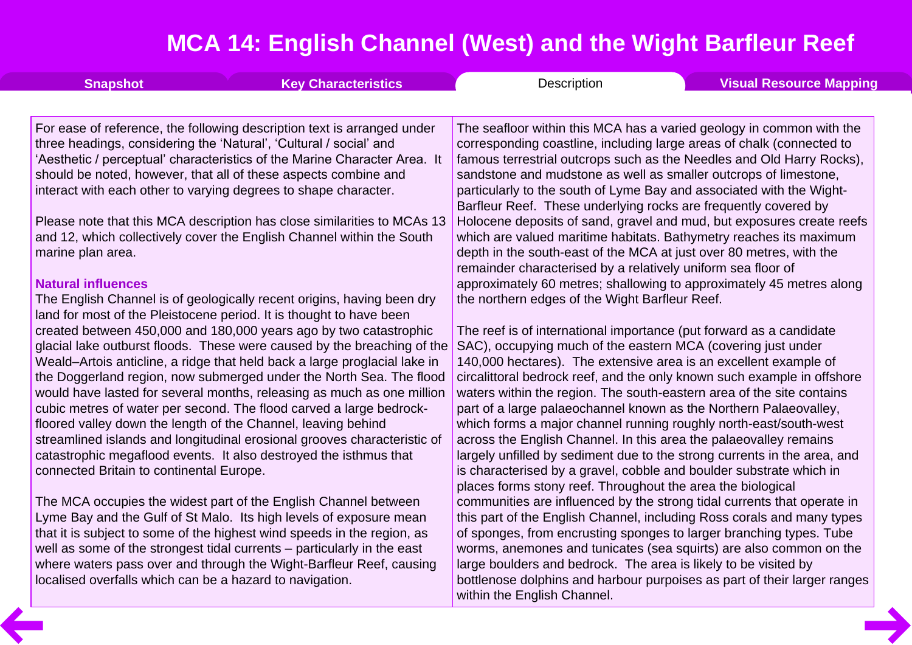# MCA 14: English Channel (West) and the Wight Barfleur Reef

Snapshot | Key Characteristics | Description | Visual Resource Mapping

For ease of reference, the following description text is arranged under three headings, considering the 'Natural', 'Cultural / social' and 'Aesthetic / perceptual' characteristics of the Marine Character Area. It should be noted, however, that all of these aspects combine and interact with each other to varying degrees to shape character.

Please note that this MCA description has close similarities to MCAs 13 and 12, which collectively cover the English Channel within the South marine plan area.

### Natural influences

The English Channel is of geologically recent origins, having been dry land for most of the Pleistocene period. It is thought to have been created between 450,000 and 180,000 years ago by two catastrophic glacial lake outburst floods. These were caused by the breaching of the Weald–Artois anticline, a ridge that held back a large proglacial lake in the Doggerland region, now submerged under the North Sea. The flood would have lasted for several months, releasing as much as one million cubic metres of water per second. The flood carved a large bedrock-floored valley down the length of the Channel, leaving behind streamlined islands and longitudinal erosional grooves characteristic of catastrophic megaflood events. It also destroyed the isthmus that connected Britain to continental Europe.

The MCA occupies the widest part of the English Channel between Lyme Bay and the Gulf of St Malo. Its high levels of exposure mean that it is subject to some of the highest wind speeds in the region, as well as some of the strongest tidal currents – particularly in the east where waters pass over and through the Wight-Barfleur Reef, causing localised overfalls which can be a hazard to navigation.

The seafloor within this MCA has a varied geology in common with the corresponding coastline, including large areas of chalk (connected to famous terrestrial outcrops such as the Needles and Old Harry Rocks), sandstone and mudstone as well as smaller outcrops of limestone, particularly to the south of Lyme Bay and associated with the Wight-Barfleur Reef. These underlying rocks are frequently covered by Holocene deposits of sand, gravel and mud, but exposures create reefs which are valued maritime habitats. Bathymetry reaches its maximum depth in the south-east of the MCA at just over 80 metres, with the remainder characterised by a relatively uniform sea floor of approximately 60 metres; shallowing to approximately 45 metres along the northern edges of the Wight Barfleur Reef.

The reef is of international importance (put forward as a candidate SAC), occupying much of the eastern MCA (covering just under 140,000 hectares). The extensive area is an excellent example of circalittoral bedrock reef, and the only known such example in offshore waters within the region. The south-eastern area of the site contains part of a large palaeochannel known as the Northern Palaeovalley, which forms a major channel running roughly north-east/south-west across the English Channel. In this area the palaeovalley remains largely unfilled by sediment due to the strong currents in the area, and is characterised by a gravel, cobble and boulder substrate which in places forms stony reef. Throughout the area the biological communities are influenced by the strong tidal currents that operate in this part of the English Channel, including Ross corals and many types of sponges, from encrusting sponges to larger branching types. Tube worms, anemones and tunicates (sea squirts) are also common on the large boulders and bedrock. The area is likely to be visited by bottlenose dolphins and harbour purpoises as part of their larger ranges within the English Channel.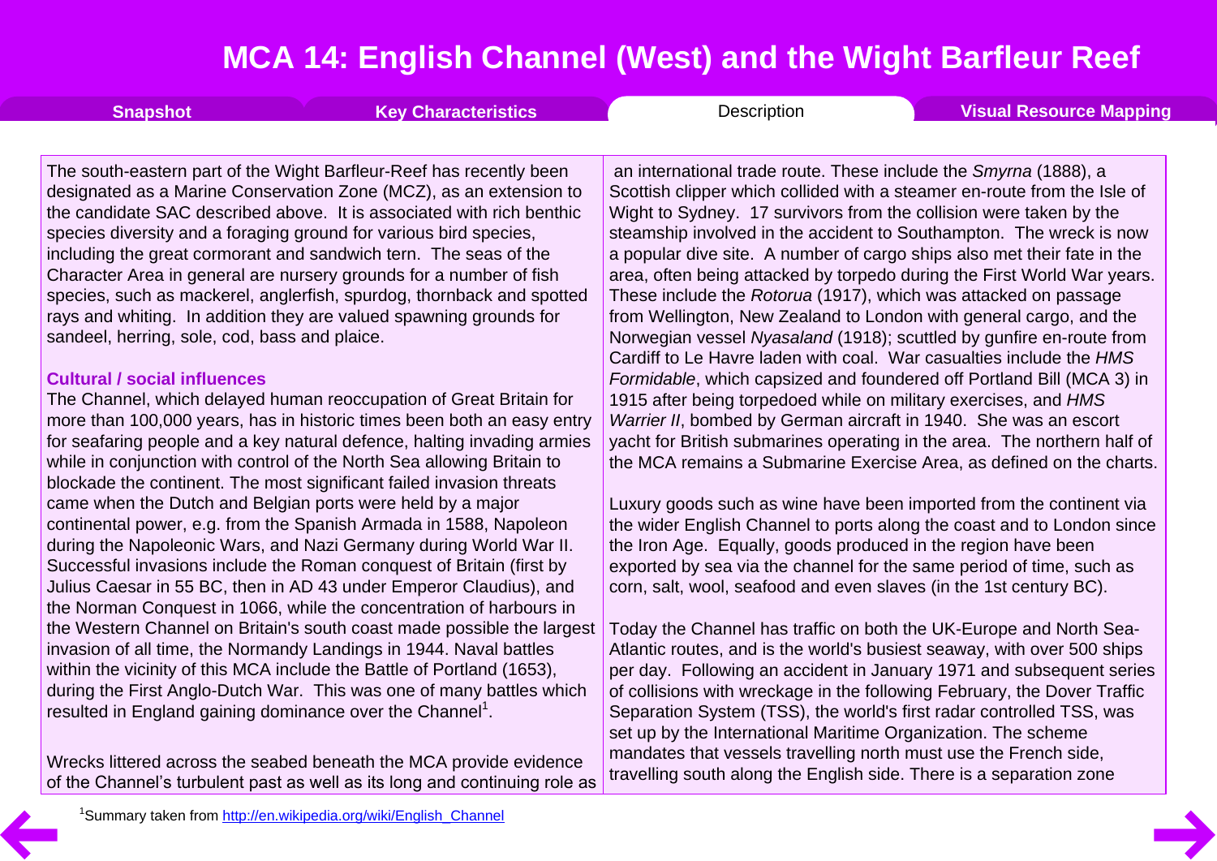# MCA 14: English Channel (West) and the Wight Barfleur Reef

Snapshot | Key Characteristics | Description | Visual Resource Mapping

The south-eastern part of the Wight Barfleur-Reef has recently been designated as a Marine Conservation Zone (MCZ), as an extension to the candidate SAC described above. It is associated with rich benthic species diversity and a foraging ground for various bird species, including the great cormorant and sandwich tern. The seas of the Character Area in general are nursery grounds for a number of fish species, such as mackerel, anglerfish, spurdog, thornback and spotted rays and whiting. In addition they are valued spawning grounds for sandeel, herring, sole, cod, bass and plaice.

### Cultural / social influences

The Channel, which delayed human reoccupation of Great Britain for more than 100,000 years, has in historic times been both an easy entry for seafaring people and a key natural defence, halting invading armies while in conjunction with control of the North Sea allowing Britain to blockade the continent. The most significant failed invasion threats came when the Dutch and Belgian ports were held by a major continental power, e.g. from the Spanish Armada in 1588, Napoleon during the Napoleonic Wars, and Nazi Germany during World War II. Successful invasions include the Roman conquest of Britain (first by Julius Caesar in 55 BC, then in AD 43 under Emperor Claudius), and the Norman Conquest in 1066, while the concentration of harbours in the Western Channel on Britain's south coast made possible the largest invasion of all time, the Normandy Landings in 1944. Naval battles within the vicinity of this MCA include the Battle of Portland (1653), during the First Anglo-Dutch War. This was one of many battles which resulted in England gaining dominance over the Channel[1].

Wrecks littered across the seabed beneath the MCA provide evidence of the Channel's turbulent past as well as its long and continuing role as an international trade route. These include the *Smyrna* (1888), a Scottish clipper which collided with a steamer en-route from the Isle of Wight to Sydney. 17 survivors from the collision were taken by the steamship involved in the accident to Southampton. The wreck is now a popular dive site. A number of cargo ships also met their fate in the area, often being attacked by torpedo during the First World War years. These include the *Rotorua* (1917), which was attacked on passage from Wellington, New Zealand to London with general cargo, and the Norwegian vessel *Nyasaland* (1918); scuttled by gunfire en-route from Cardiff to Le Havre laden with coal. War casualties include the *HMS Formidable*, which capsized and foundered off Portland Bill (MCA 3) in 1915 after being torpedoed while on military exercises, and *HMS Warrier II*, bombed by German aircraft in 1940. She was an escort yacht for British submarines operating in the area. The northern half of the MCA remains a Submarine Exercise Area, as defined on the charts.

Luxury goods such as wine have been imported from the continent via the wider English Channel to ports along the coast and to London since the Iron Age. Equally, goods produced in the region have been exported by sea via the channel for the same period of time, such as corn, salt, wool, seafood and even slaves (in the 1st century BC).

Today the Channel has traffic on both the UK-Europe and North Sea-Atlantic routes, and is the world's busiest seaway, with over 500 ships per day. Following an accident in January 1971 and subsequent series of collisions with wreckage in the following February, the Dover Traffic Separation System (TSS), the world's first radar controlled TSS, was set up by the International Maritime Organization. The scheme mandates that vessels travelling north must use the French side, travelling south along the English side. There is a separation zone

[1]Summary taken from http://en.wikipedia.org/wiki/English_Channel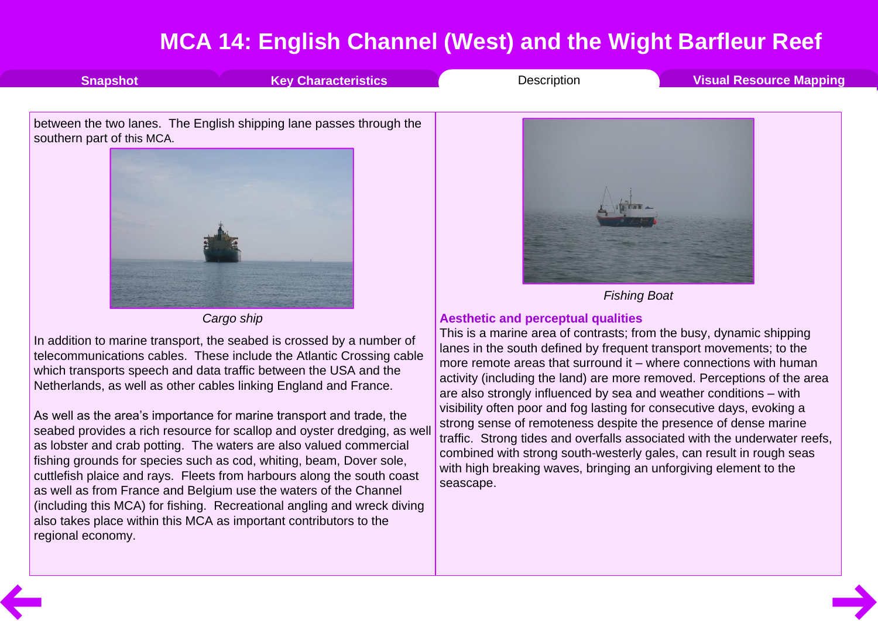# MCA 14: English Channel (West) and the Wight Barfleur Reef

Snapshot | Key Characteristics | Description | Visual Resource Mapping

between the two lanes. The English shipping lane passes through the southern part of this MCA.

*Cargo ship*

In addition to marine transport, the seabed is crossed by a number of telecommunications cables. These include the Atlantic Crossing cable which transports speech and data traffic between the USA and the Netherlands, as well as other cables linking England and France.

As well as the area's importance for marine transport and trade, the seabed provides a rich resource for scallop and oyster dredging, as well as lobster and crab potting. The waters are also valued commercial fishing grounds for species such as cod, whiting, beam, Dover sole, cuttlefish plaice and rays. Fleets from harbours along the south coast as well as from France and Belgium use the waters of the Channel (including this MCA) for fishing. Recreational angling and wreck diving also takes place within this MCA as important contributors to the regional economy.

*Fishing Boat*

### Aesthetic and perceptual qualities

This is a marine area of contrasts; from the busy, dynamic shipping lanes in the south defined by frequent transport movements; to the more remote areas that surround it – where connections with human activity (including the land) are more removed. Perceptions of the area are also strongly influenced by sea and weather conditions – with visibility often poor and fog lasting for consecutive days, evoking a strong sense of remoteness despite the presence of dense marine traffic. Strong tides and overfalls associated with the underwater reefs, combined with strong south-westerly gales, can result in rough seas with high breaking waves, bringing an unforgiving element to the seascape.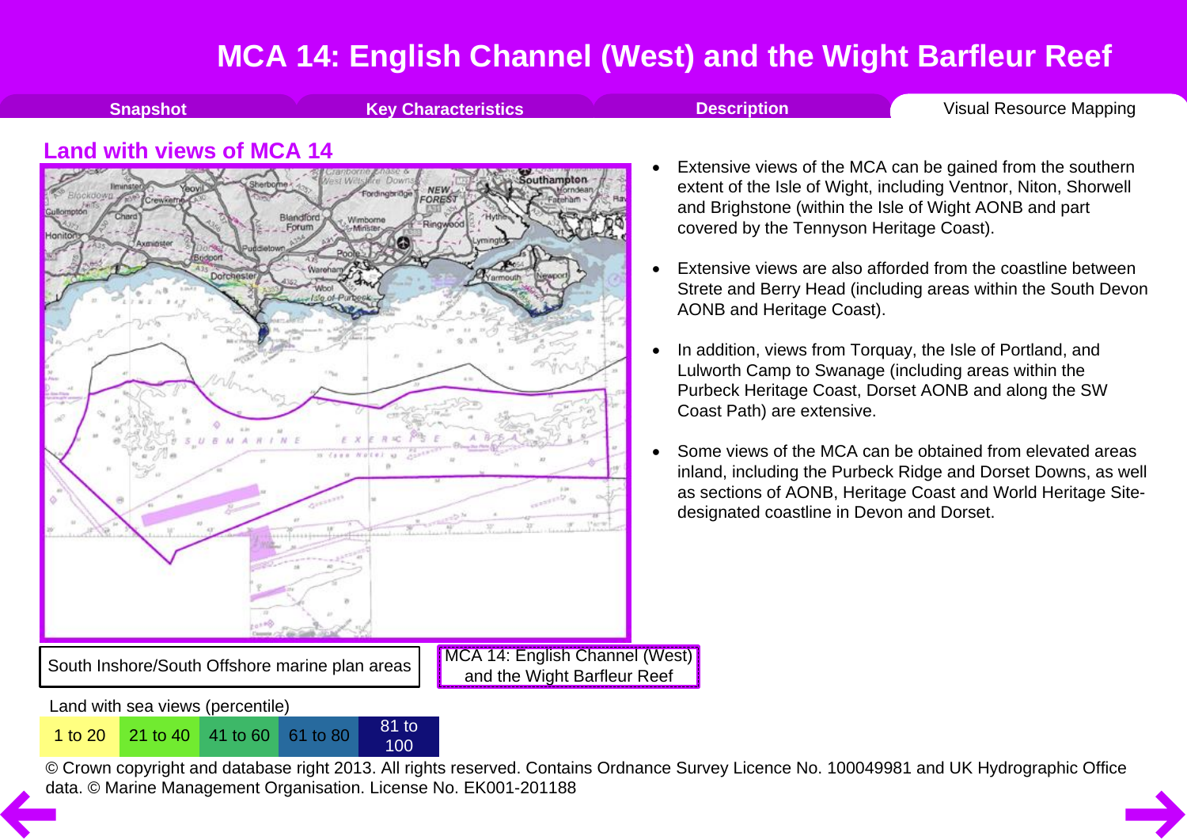# MCA 14: English Channel (West) and the Wight Barfleur Reef

Snapshot | Key Characteristics | Description | Visual Resource Mapping

## Land with views of MCA 14

South Inshore/South Offshore marine plan areas

MCA 14: English Channel (West) and the Wight Barfleur Reef

Land with sea views (percentile)

| 1 to 20 | 21 to 40 | 41 to 60 | 61 to 80 | 81 to 100 |
|---|---|---|---|---|

© Crown copyright and database right 2013. All rights reserved. Contains Ordnance Survey Licence No. 100049981 and UK Hydrographic Office data. © Marine Management Organisation. License No. EK001-201188

- Extensive views of the MCA can be gained from the southern extent of the Isle of Wight, including Ventnor, Niton, Shorwell and Brighstone (within the Isle of Wight AONB and part covered by the Tennyson Heritage Coast).
- Extensive views are also afforded from the coastline between Strete and Berry Head (including areas within the South Devon AONB and Heritage Coast).
- In addition, views from Torquay, the Isle of Portland, and Lulworth Camp to Swanage (including areas within the Purbeck Heritage Coast, Dorset AONB and along the SW Coast Path) are extensive.
- Some views of the MCA can be obtained from elevated areas inland, including the Purbeck Ridge and Dorset Downs, as well as sections of AONB, Heritage Coast and World Heritage Site-designated coastline in Devon and Dorset.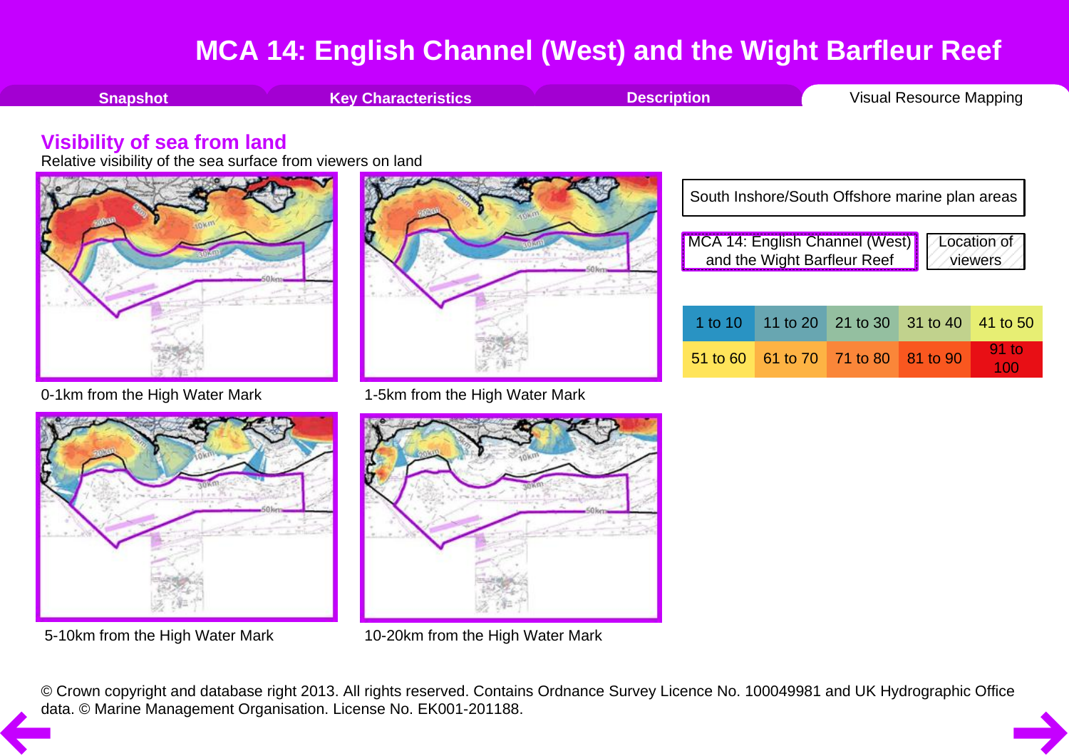# MCA 14: English Channel (West) and the Wight Barfleur Reef

Snapshot | Key Characteristics | Description | Visual Resource Mapping

## Visibility of sea from land

Relative visibility of the sea surface from viewers on land

South Inshore/South Offshore marine plan areas

MCA 14: English Channel (West) and the Wight Barfleur Reef

Location of viewers

| 1 to 10 | 11 to 20 | 21 to 30 | 31 to 40 | 41 to 50 |
|---|---|---|---|---|
| 51 to 60 | 61 to 70 | 71 to 80 | 81 to 90 | 91 to 100 |

0-1km from the High Water Mark

1-5km from the High Water Mark

5-10km from the High Water Mark

10-20km from the High Water Mark

© Crown copyright and database right 2013. All rights reserved. Contains Ordnance Survey Licence No. 100049981 and UK Hydrographic Office data. © Marine Management Organisation. License No. EK001-201188.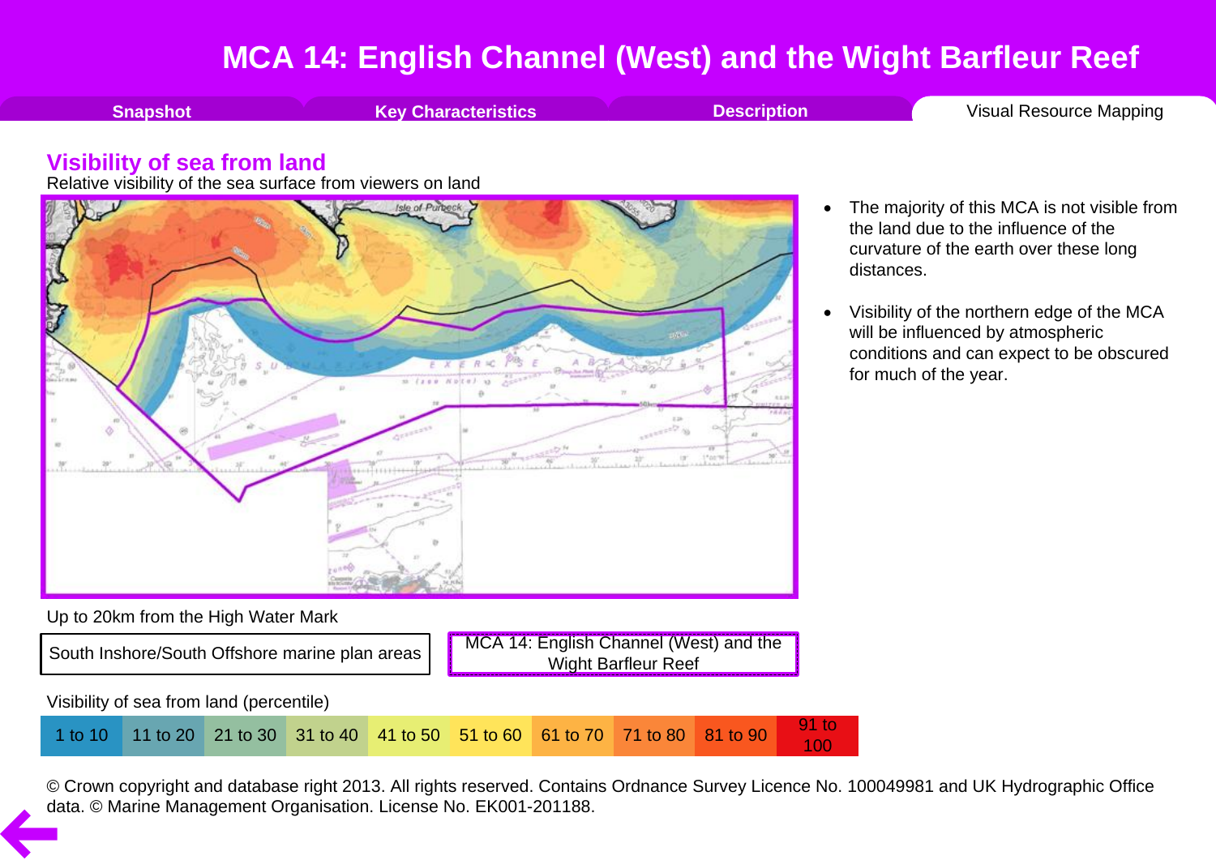# MCA 14: English Channel (West) and the Wight Barfleur Reef

Snapshot | Key Characteristics | Description | Visual Resource Mapping

## Visibility of sea from land

Relative visibility of the sea surface from viewers on land

Up to 20km from the High Water Mark

South Inshore/South Offshore marine plan areas

MCA 14: English Channel (West) and the Wight Barfleur Reef

Visibility of sea from land (percentile)

1 to 10
11 to 20
21 to 30
31 to 40
41 to 50
51 to 60
61 to 70
71 to 80
81 to 90
91 to 100

- The majority of this MCA is not visible from the land due to the influence of the curvature of the earth over these long distances.
- Visibility of the northern edge of the MCA will be influenced by atmospheric conditions and can expect to be obscured for much of the year.

© Crown copyright and database right 2013. All rights reserved. Contains Ordnance Survey Licence No. 100049981 and UK Hydrographic Office data. © Marine Management Organisation. License No. EK001-201188.